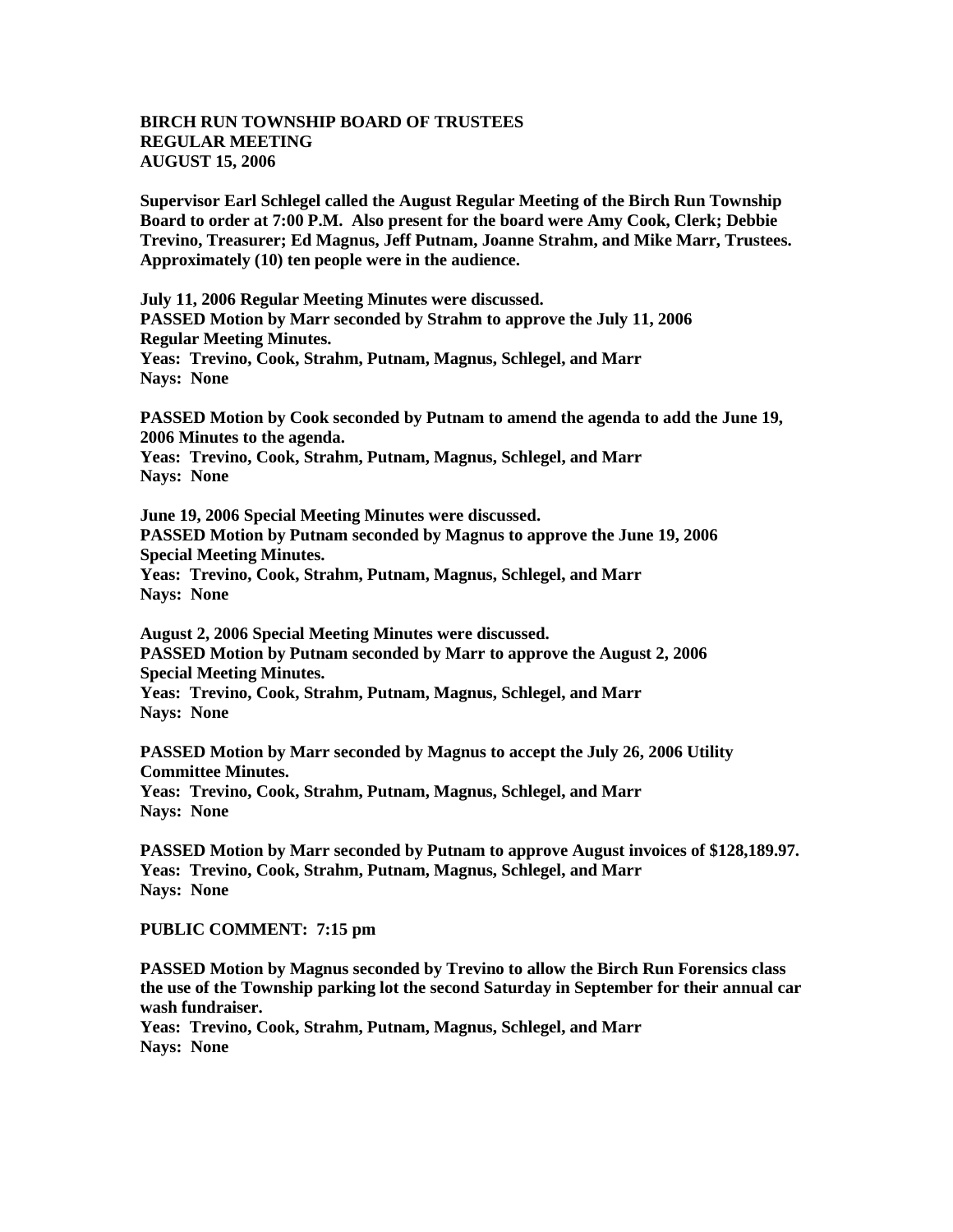**BIRCH RUN TOWNSHIP BOARD OF TRUSTEES**
**REGULAR MEETING**
**AUGUST 15, 2006**

**Supervisor Earl Schlegel called the August Regular Meeting of the Birch Run Township Board to order at 7:00 P.M. Also present for the board were Amy Cook, Clerk; Debbie Trevino, Treasurer; Ed Magnus, Jeff Putnam, Joanne Strahm, and Mike Marr, Trustees. Approximately (10) ten people were in the audience.**

**July 11, 2006 Regular Meeting Minutes were discussed.**
**PASSED Motion by Marr seconded by Strahm to approve the July 11, 2006 Regular Meeting Minutes.**
**Yeas: Trevino, Cook, Strahm, Putnam, Magnus, Schlegel, and Marr**
**Nays: None**

**PASSED Motion by Cook seconded by Putnam to amend the agenda to add the June 19, 2006 Minutes to the agenda.**
**Yeas: Trevino, Cook, Strahm, Putnam, Magnus, Schlegel, and Marr**
**Nays: None**

**June 19, 2006 Special Meeting Minutes were discussed.**
**PASSED Motion by Putnam seconded by Magnus to approve the June 19, 2006 Special Meeting Minutes.**
**Yeas: Trevino, Cook, Strahm, Putnam, Magnus, Schlegel, and Marr**
**Nays: None**

**August 2, 2006 Special Meeting Minutes were discussed.**
**PASSED Motion by Putnam seconded by Marr to approve the August 2, 2006 Special Meeting Minutes.**
**Yeas: Trevino, Cook, Strahm, Putnam, Magnus, Schlegel, and Marr**
**Nays: None**

**PASSED Motion by Marr seconded by Magnus to accept the July 26, 2006 Utility Committee Minutes.**
**Yeas: Trevino, Cook, Strahm, Putnam, Magnus, Schlegel, and Marr**
**Nays: None**

**PASSED Motion by Marr seconded by Putnam to approve August invoices of $128,189.97.**
**Yeas: Trevino, Cook, Strahm, Putnam, Magnus, Schlegel, and Marr**
**Nays: None**

**PUBLIC COMMENT: 7:15 pm**

**PASSED Motion by Magnus seconded by Trevino to allow the Birch Run Forensics class the use of the Township parking lot the second Saturday in September for their annual car wash fundraiser.**
**Yeas: Trevino, Cook, Strahm, Putnam, Magnus, Schlegel, and Marr**
**Nays: None**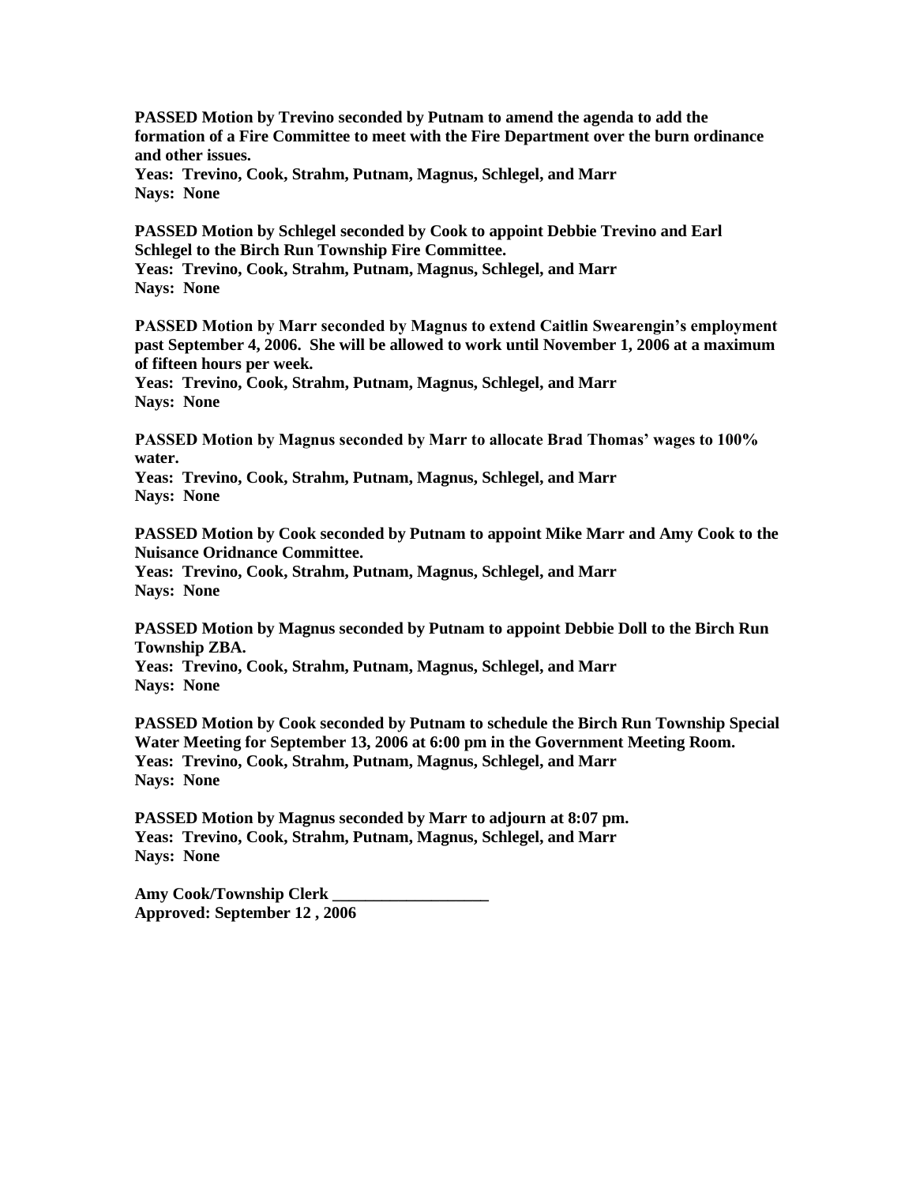**PASSED Motion by Trevino seconded by Putnam to amend the agenda to add the formation of a Fire Committee to meet with the Fire Department over the burn ordinance and other issues.**
**Yeas: Trevino, Cook, Strahm, Putnam, Magnus, Schlegel, and Marr**
**Nays: None**

**PASSED Motion by Schlegel seconded by Cook to appoint Debbie Trevino and Earl Schlegel to the Birch Run Township Fire Committee.**
**Yeas: Trevino, Cook, Strahm, Putnam, Magnus, Schlegel, and Marr**
**Nays: None**

**PASSED Motion by Marr seconded by Magnus to extend Caitlin Swearengin's employment past September 4, 2006. She will be allowed to work until November 1, 2006 at a maximum of fifteen hours per week.**
**Yeas: Trevino, Cook, Strahm, Putnam, Magnus, Schlegel, and Marr**
**Nays: None**

**PASSED Motion by Magnus seconded by Marr to allocate Brad Thomas' wages to 100% water.**
**Yeas: Trevino, Cook, Strahm, Putnam, Magnus, Schlegel, and Marr**
**Nays: None**

**PASSED Motion by Cook seconded by Putnam to appoint Mike Marr and Amy Cook to the Nuisance Oridnance Committee.**
**Yeas: Trevino, Cook, Strahm, Putnam, Magnus, Schlegel, and Marr**
**Nays: None**

**PASSED Motion by Magnus seconded by Putnam to appoint Debbie Doll to the Birch Run Township ZBA.**
**Yeas: Trevino, Cook, Strahm, Putnam, Magnus, Schlegel, and Marr**
**Nays: None**

**PASSED Motion by Cook seconded by Putnam to schedule the Birch Run Township Special Water Meeting for September 13, 2006 at 6:00 pm in the Government Meeting Room.**
**Yeas: Trevino, Cook, Strahm, Putnam, Magnus, Schlegel, and Marr**
**Nays: None**

**PASSED Motion by Magnus seconded by Marr to adjourn at 8:07 pm.**
**Yeas: Trevino, Cook, Strahm, Putnam, Magnus, Schlegel, and Marr**
**Nays: None**

**Amy Cook/Township Clerk \_\_\_\_\_\_\_\_\_\_\_\_\_\_\_\_\_\_\_**
**Approved: September 12 , 2006**